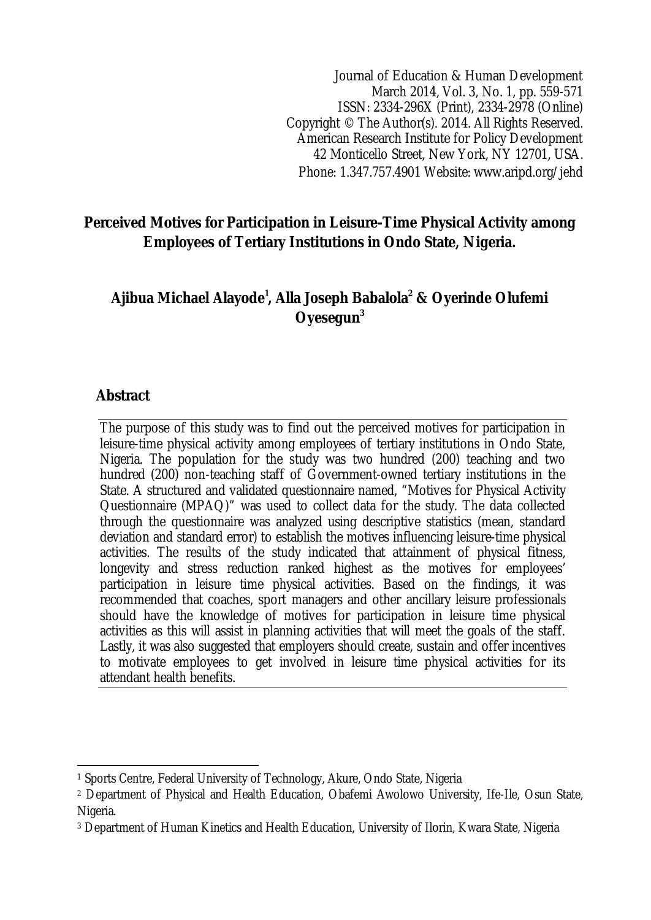Journal of Education & Human Development
March 2014, Vol. 3, No. 1, pp. 559-571
ISSN: 2334-296X (Print), 2334-2978 (Online)
Copyright © The Author(s). 2014. All Rights Reserved.
American Research Institute for Policy Development
42 Monticello Street, New York, NY 12701, USA.
Phone: 1.347.757.4901 Website: www.aripd.org/jehd

# Perceived Motives for Participation in Leisure-Time Physical Activity among Employees of Tertiary Institutions in Ondo State, Nigeria.

**Ajibua Michael Alayode[1], Alla Joseph Babalola[2] & Oyerinde Olufemi Oyesegun[3]**

## Abstract

The purpose of this study was to find out the perceived motives for participation in leisure-time physical activity among employees of tertiary institutions in Ondo State, Nigeria. The population for the study was two hundred (200) teaching and two hundred (200) non-teaching staff of Government-owned tertiary institutions in the State. A structured and validated questionnaire named, "Motives for Physical Activity Questionnaire (MPAQ)" was used to collect data for the study. The data collected through the questionnaire was analyzed using descriptive statistics (mean, standard deviation and standard error) to establish the motives influencing leisure-time physical activities. The results of the study indicated that attainment of physical fitness, longevity and stress reduction ranked highest as the motives for employees' participation in leisure time physical activities. Based on the findings, it was recommended that coaches, sport managers and other ancillary leisure professionals should have the knowledge of motives for participation in leisure time physical activities as this will assist in planning activities that will meet the goals of the staff. Lastly, it was also suggested that employers should create, sustain and offer incentives to motivate employees to get involved in leisure time physical activities for its attendant health benefits.

---

[1] Sports Centre, Federal University of Technology, Akure, Ondo State, Nigeria

[2] Department of Physical and Health Education, Obafemi Awolowo University, Ife-Ile, Osun State, Nigeria.

[3] Department of Human Kinetics and Health Education, University of Ilorin, Kwara State, Nigeria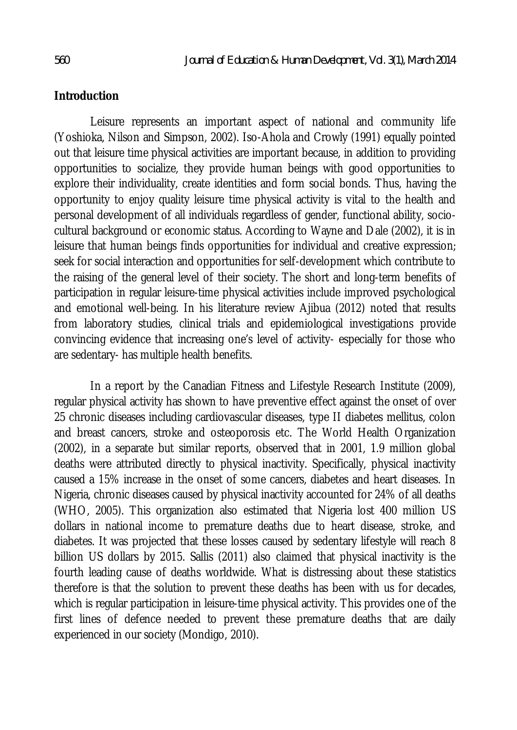## Introduction

Leisure represents an important aspect of national and community life (Yoshioka, Nilson and Simpson, 2002). Iso-Ahola and Crowly (1991) equally pointed out that leisure time physical activities are important because, in addition to providing opportunities to socialize, they provide human beings with good opportunities to explore their individuality, create identities and form social bonds. Thus, having the opportunity to enjoy quality leisure time physical activity is vital to the health and personal development of all individuals regardless of gender, functional ability, socio-cultural background or economic status. According to Wayne and Dale (2002), it is in leisure that human beings finds opportunities for individual and creative expression; seek for social interaction and opportunities for self-development which contribute to the raising of the general level of their society. The short and long-term benefits of participation in regular leisure-time physical activities include improved psychological and emotional well-being. In his literature review Ajibua (2012) noted that results from laboratory studies, clinical trials and epidemiological investigations provide convincing evidence that increasing one's level of activity- especially for those who are sedentary- has multiple health benefits.

In a report by the Canadian Fitness and Lifestyle Research Institute (2009), regular physical activity has shown to have preventive effect against the onset of over 25 chronic diseases including cardiovascular diseases, type II diabetes mellitus, colon and breast cancers, stroke and osteoporosis etc. The World Health Organization (2002), in a separate but similar reports, observed that in 2001, 1.9 million global deaths were attributed directly to physical inactivity. Specifically, physical inactivity caused a 15% increase in the onset of some cancers, diabetes and heart diseases. In Nigeria, chronic diseases caused by physical inactivity accounted for 24% of all deaths (WHO, 2005). This organization also estimated that Nigeria lost 400 million US dollars in national income to premature deaths due to heart disease, stroke, and diabetes. It was projected that these losses caused by sedentary lifestyle will reach 8 billion US dollars by 2015. Sallis (2011) also claimed that physical inactivity is the fourth leading cause of deaths worldwide. What is distressing about these statistics therefore is that the solution to prevent these deaths has been with us for decades, which is regular participation in leisure-time physical activity. This provides one of the first lines of defence needed to prevent these premature deaths that are daily experienced in our society (Mondigo, 2010).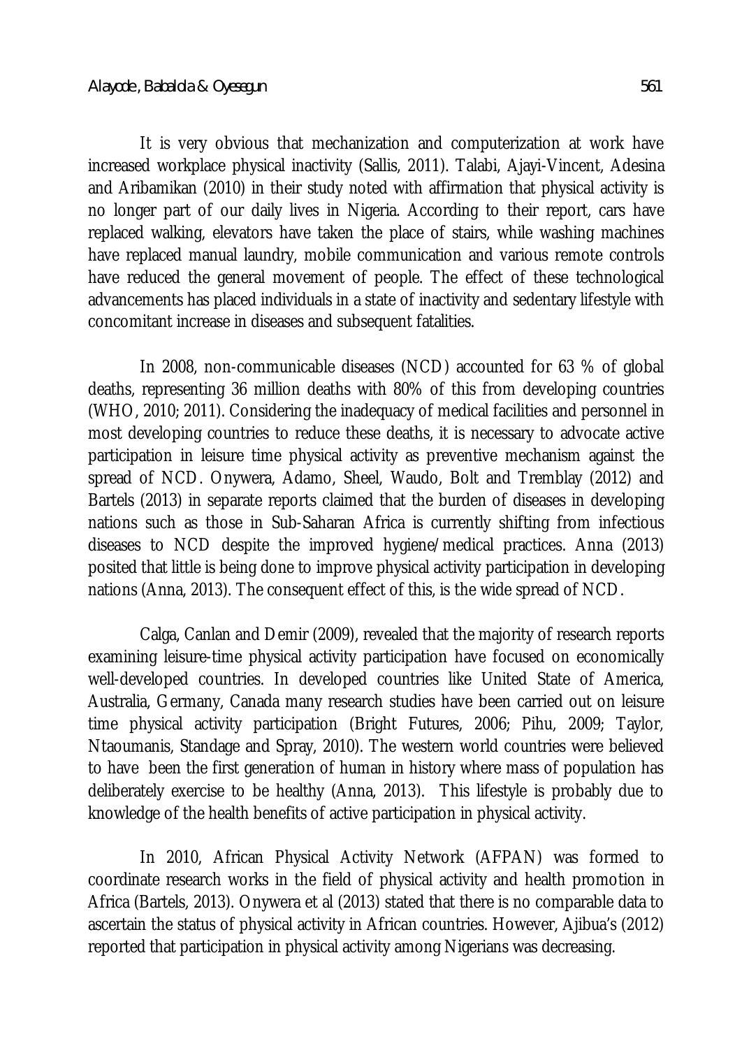It is very obvious that mechanization and computerization at work have increased workplace physical inactivity (Sallis, 2011). Talabi, Ajayi-Vincent, Adesina and Aribamikan (2010) in their study noted with affirmation that physical activity is no longer part of our daily lives in Nigeria. According to their report, cars have replaced walking, elevators have taken the place of stairs, while washing machines have replaced manual laundry, mobile communication and various remote controls have reduced the general movement of people. The effect of these technological advancements has placed individuals in a state of inactivity and sedentary lifestyle with concomitant increase in diseases and subsequent fatalities.

In 2008, non-communicable diseases (NCD) accounted for 63 % of global deaths, representing 36 million deaths with 80% of this from developing countries (WHO, 2010; 2011). Considering the inadequacy of medical facilities and personnel in most developing countries to reduce these deaths, it is necessary to advocate active participation in leisure time physical activity as preventive mechanism against the spread of NCD. Onywera, Adamo, Sheel, Waudo, Bolt and Tremblay (2012) and Bartels (2013) in separate reports claimed that the burden of diseases in developing nations such as those in Sub-Saharan Africa is currently shifting from infectious diseases to NCD despite the improved hygiene/medical practices. Anna (2013) posited that little is being done to improve physical activity participation in developing nations (Anna, 2013). The consequent effect of this, is the wide spread of NCD.

Calga, Canlan and Demir (2009), revealed that the majority of research reports examining leisure-time physical activity participation have focused on economically well-developed countries. In developed countries like United State of America, Australia, Germany, Canada many research studies have been carried out on leisure time physical activity participation (Bright Futures, 2006; Pihu, 2009; Taylor, Ntaoumanis, Standage and Spray, 2010). The western world countries were believed to have been the first generation of human in history where mass of population has deliberately exercise to be healthy (Anna, 2013). This lifestyle is probably due to knowledge of the health benefits of active participation in physical activity.

In 2010, African Physical Activity Network (AFPAN) was formed to coordinate research works in the field of physical activity and health promotion in Africa (Bartels, 2013). Onywera et al (2013) stated that there is no comparable data to ascertain the status of physical activity in African countries. However, Ajibua's (2012) reported that participation in physical activity among Nigerians was decreasing.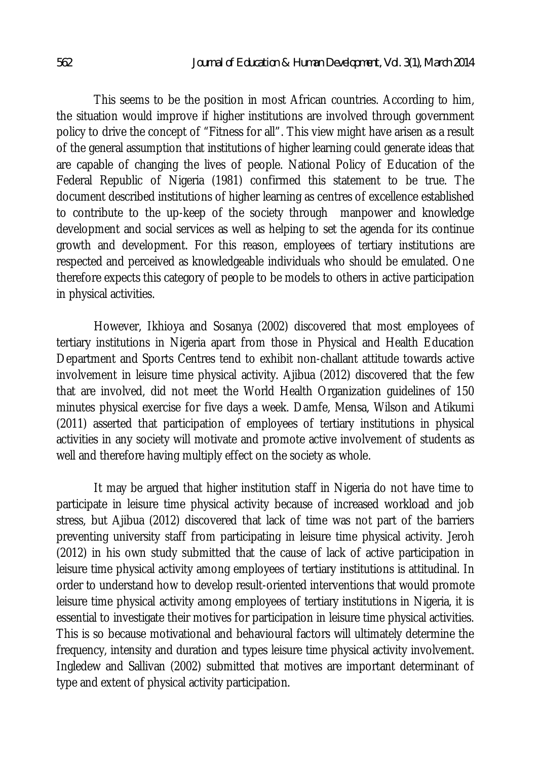This seems to be the position in most African countries. According to him, the situation would improve if higher institutions are involved through government policy to drive the concept of "Fitness for all". This view might have arisen as a result of the general assumption that institutions of higher learning could generate ideas that are capable of changing the lives of people. National Policy of Education of the Federal Republic of Nigeria (1981) confirmed this statement to be true. The document described institutions of higher learning as centres of excellence established to contribute to the up-keep of the society through manpower and knowledge development and social services as well as helping to set the agenda for its continue growth and development. For this reason, employees of tertiary institutions are respected and perceived as knowledgeable individuals who should be emulated. One therefore expects this category of people to be models to others in active participation in physical activities.

However, Ikhioya and Sosanya (2002) discovered that most employees of tertiary institutions in Nigeria apart from those in Physical and Health Education Department and Sports Centres tend to exhibit non-challant attitude towards active involvement in leisure time physical activity. Ajibua (2012) discovered that the few that are involved, did not meet the World Health Organization guidelines of 150 minutes physical exercise for five days a week. Damfe, Mensa, Wilson and Atikumi (2011) asserted that participation of employees of tertiary institutions in physical activities in any society will motivate and promote active involvement of students as well and therefore having multiply effect on the society as whole.

It may be argued that higher institution staff in Nigeria do not have time to participate in leisure time physical activity because of increased workload and job stress, but Ajibua (2012) discovered that lack of time was not part of the barriers preventing university staff from participating in leisure time physical activity. Jeroh (2012) in his own study submitted that the cause of lack of active participation in leisure time physical activity among employees of tertiary institutions is attitudinal. In order to understand how to develop result-oriented interventions that would promote leisure time physical activity among employees of tertiary institutions in Nigeria, it is essential to investigate their motives for participation in leisure time physical activities. This is so because motivational and behavioural factors will ultimately determine the frequency, intensity and duration and types leisure time physical activity involvement. Ingledew and Sallivan (2002) submitted that motives are important determinant of type and extent of physical activity participation.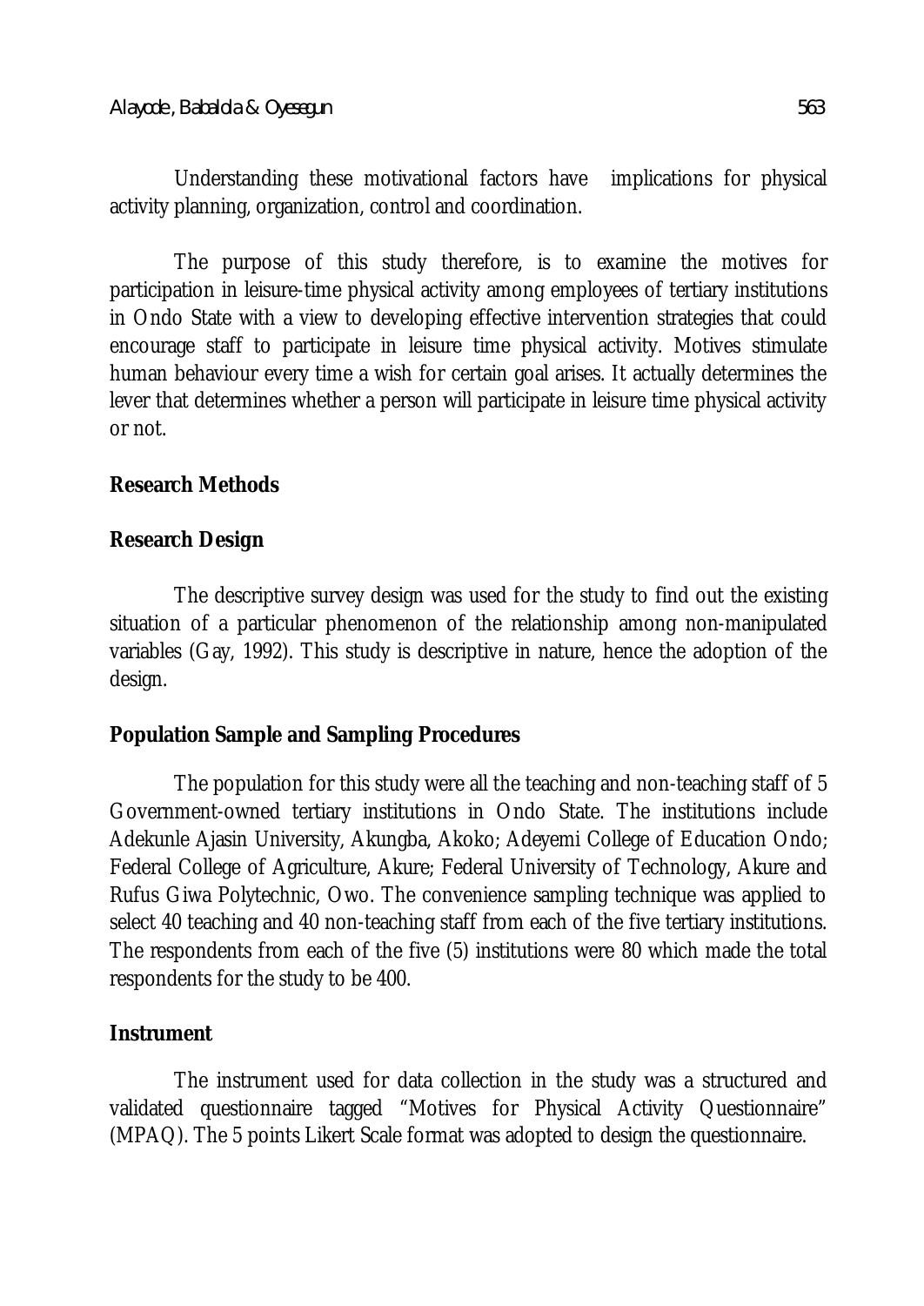Understanding these motivational factors have  implications for physical activity planning, organization, control and coordination.

The purpose of this study therefore, is to examine the motives for participation in leisure-time physical activity among employees of tertiary institutions in Ondo State with a view to developing effective intervention strategies that could encourage staff to participate in leisure time physical activity. Motives stimulate human behaviour every time a wish for certain goal arises. It actually determines the lever that determines whether a person will participate in leisure time physical activity or not.

## Research Methods

### Research Design

The descriptive survey design was used for the study to find out the existing situation of a particular phenomenon of the relationship among non-manipulated variables (Gay, 1992). This study is descriptive in nature, hence the adoption of the design.

### Population Sample and Sampling Procedures

The population for this study were all the teaching and non-teaching staff of 5 Government-owned tertiary institutions in Ondo State. The institutions include Adekunle Ajasin University, Akungba, Akoko; Adeyemi College of Education Ondo; Federal College of Agriculture, Akure; Federal University of Technology, Akure and Rufus Giwa Polytechnic, Owo. The convenience sampling technique was applied to select 40 teaching and 40 non-teaching staff from each of the five tertiary institutions. The respondents from each of the five (5) institutions were 80 which made the total respondents for the study to be 400.

### Instrument

The instrument used for data collection in the study was a structured and validated questionnaire tagged "Motives for Physical Activity Questionnaire" (MPAQ). The 5 points Likert Scale format was adopted to design the questionnaire.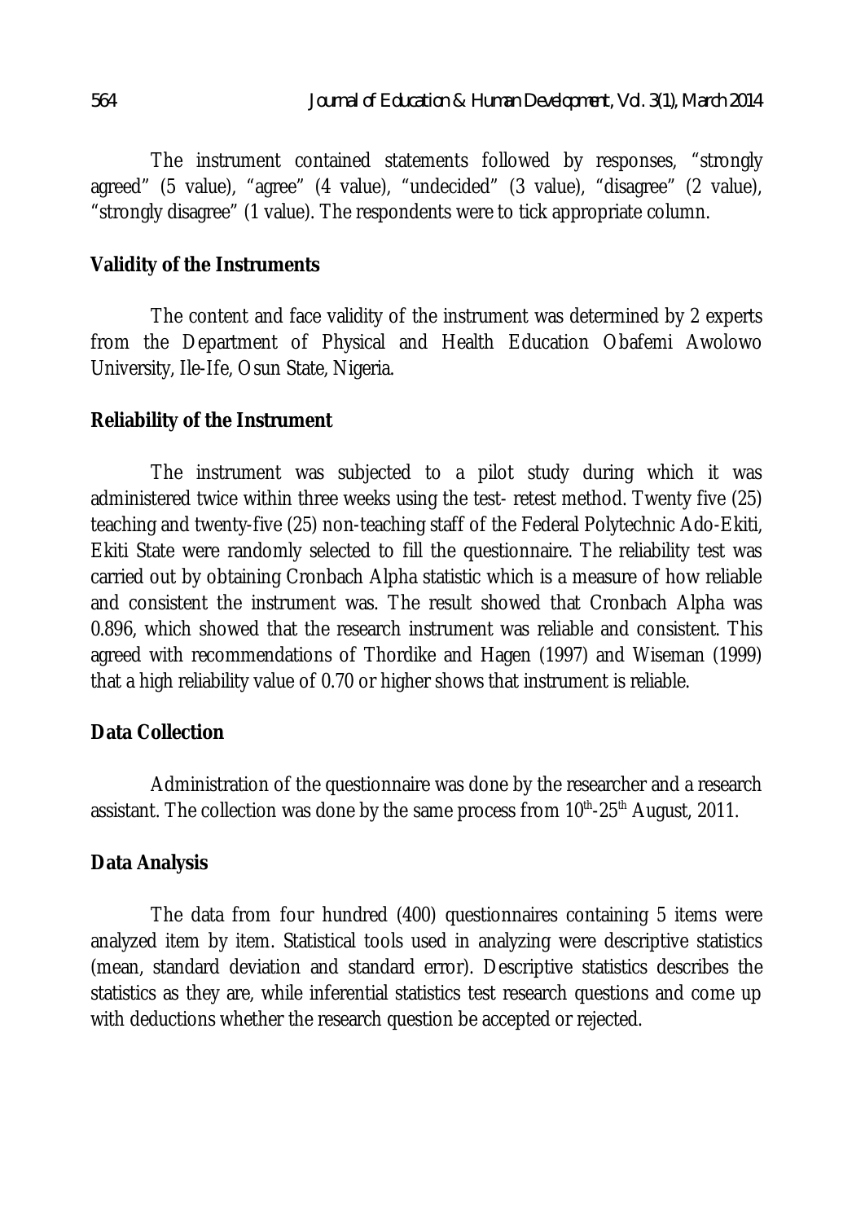The instrument contained statements followed by responses, "strongly agreed" (5 value), "agree" (4 value), "undecided" (3 value), "disagree" (2 value), "strongly disagree" (1 value). The respondents were to tick appropriate column.

## Validity of the Instruments

The content and face validity of the instrument was determined by 2 experts from the Department of Physical and Health Education Obafemi Awolowo University, Ile-Ife, Osun State, Nigeria.

## Reliability of the Instrument

The instrument was subjected to a pilot study during which it was administered twice within three weeks using the test- retest method. Twenty five (25) teaching and twenty-five (25) non-teaching staff of the Federal Polytechnic Ado-Ekiti, Ekiti State were randomly selected to fill the questionnaire. The reliability test was carried out by obtaining Cronbach Alpha statistic which is a measure of how reliable and consistent the instrument was. The result showed that Cronbach Alpha was 0.896, which showed that the research instrument was reliable and consistent. This agreed with recommendations of Thordike and Hagen (1997) and Wiseman (1999) that a high reliability value of 0.70 or higher shows that instrument is reliable.

## Data Collection

Administration of the questionnaire was done by the researcher and a research assistant. The collection was done by the same process from 10th-25th August, 2011.

## Data Analysis

The data from four hundred (400) questionnaires containing 5 items were analyzed item by item. Statistical tools used in analyzing were descriptive statistics (mean, standard deviation and standard error). Descriptive statistics describes the statistics as they are, while inferential statistics test research questions and come up with deductions whether the research question be accepted or rejected.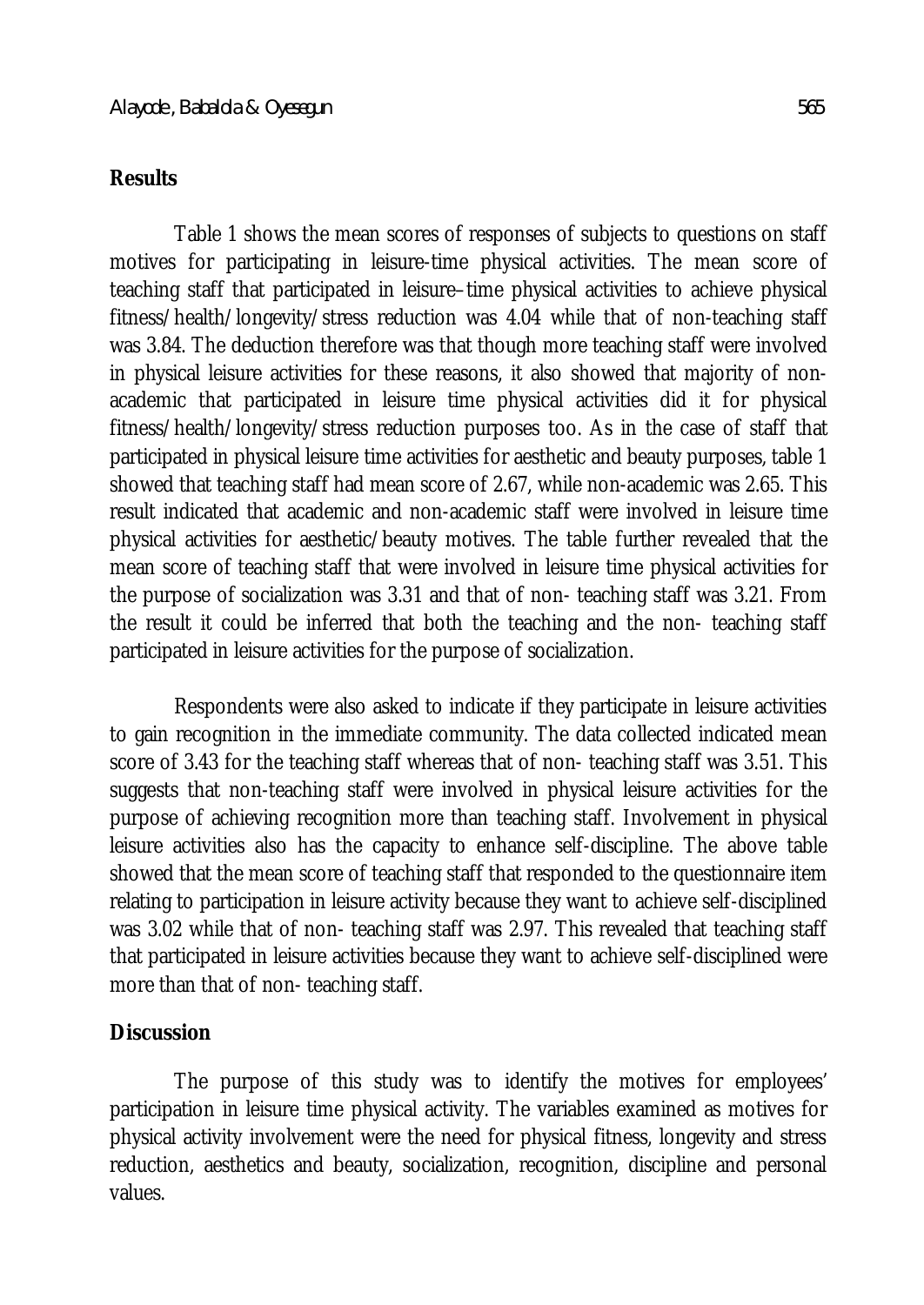## Results

Table 1 shows the mean scores of responses of subjects to questions on staff motives for participating in leisure-time physical activities. The mean score of teaching staff that participated in leisure–time physical activities to achieve physical fitness/health/longevity/stress reduction was 4.04 while that of non-teaching staff was 3.84. The deduction therefore was that though more teaching staff were involved in physical leisure activities for these reasons, it also showed that majority of non-academic that participated in leisure time physical activities did it for physical fitness/health/longevity/stress reduction purposes too. As in the case of staff that participated in physical leisure time activities for aesthetic and beauty purposes, table 1 showed that teaching staff had mean score of 2.67, while non-academic was 2.65. This result indicated that academic and non-academic staff were involved in leisure time physical activities for aesthetic/beauty motives. The table further revealed that the mean score of teaching staff that were involved in leisure time physical activities for the purpose of socialization was 3.31 and that of non- teaching staff was 3.21. From the result it could be inferred that both the teaching and the non- teaching staff participated in leisure activities for the purpose of socialization.

Respondents were also asked to indicate if they participate in leisure activities to gain recognition in the immediate community. The data collected indicated mean score of 3.43 for the teaching staff whereas that of non- teaching staff was 3.51. This suggests that non-teaching staff were involved in physical leisure activities for the purpose of achieving recognition more than teaching staff. Involvement in physical leisure activities also has the capacity to enhance self-discipline. The above table showed that the mean score of teaching staff that responded to the questionnaire item relating to participation in leisure activity because they want to achieve self-disciplined was 3.02 while that of non- teaching staff was 2.97. This revealed that teaching staff that participated in leisure activities because they want to achieve self-disciplined were more than that of non- teaching staff.

## Discussion

The purpose of this study was to identify the motives for employees' participation in leisure time physical activity. The variables examined as motives for physical activity involvement were the need for physical fitness, longevity and stress reduction, aesthetics and beauty, socialization, recognition, discipline and personal values.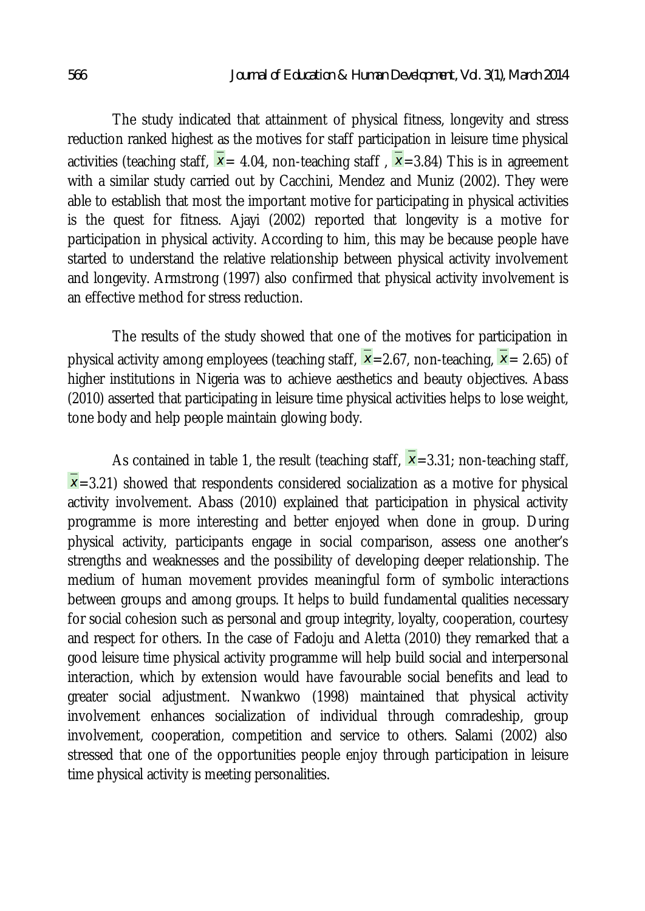The study indicated that attainment of physical fitness, longevity and stress reduction ranked highest as the motives for staff participation in leisure time physical activities (teaching staff, $\bar{x}$= 4.04, non-teaching staff , $\bar{x}$=3.84) This is in agreement with a similar study carried out by Cacchini, Mendez and Muniz (2002). They were able to establish that most the important motive for participating in physical activities is the quest for fitness. Ajayi (2002) reported that longevity is a motive for participation in physical activity. According to him, this may be because people have started to understand the relative relationship between physical activity involvement and longevity. Armstrong (1997) also confirmed that physical activity involvement is an effective method for stress reduction.

The results of the study showed that one of the motives for participation in physical activity among employees (teaching staff, $\bar{x}$=2.67, non-teaching, $\bar{x}$= 2.65) of higher institutions in Nigeria was to achieve aesthetics and beauty objectives. Abass (2010) asserted that participating in leisure time physical activities helps to lose weight, tone body and help people maintain glowing body.

As contained in table 1, the result (teaching staff, $\bar{x}$=3.31; non-teaching staff, $\bar{x}$=3.21) showed that respondents considered socialization as a motive for physical activity involvement. Abass (2010) explained that participation in physical activity programme is more interesting and better enjoyed when done in group. During physical activity, participants engage in social comparison, assess one another's strengths and weaknesses and the possibility of developing deeper relationship. The medium of human movement provides meaningful form of symbolic interactions between groups and among groups. It helps to build fundamental qualities necessary for social cohesion such as personal and group integrity, loyalty, cooperation, courtesy and respect for others. In the case of Fadoju and Aletta (2010) they remarked that a good leisure time physical activity programme will help build social and interpersonal interaction, which by extension would have favourable social benefits and lead to greater social adjustment. Nwankwo (1998) maintained that physical activity involvement enhances socialization of individual through comradeship, group involvement, cooperation, competition and service to others. Salami (2002) also stressed that one of the opportunities people enjoy through participation in leisure time physical activity is meeting personalities.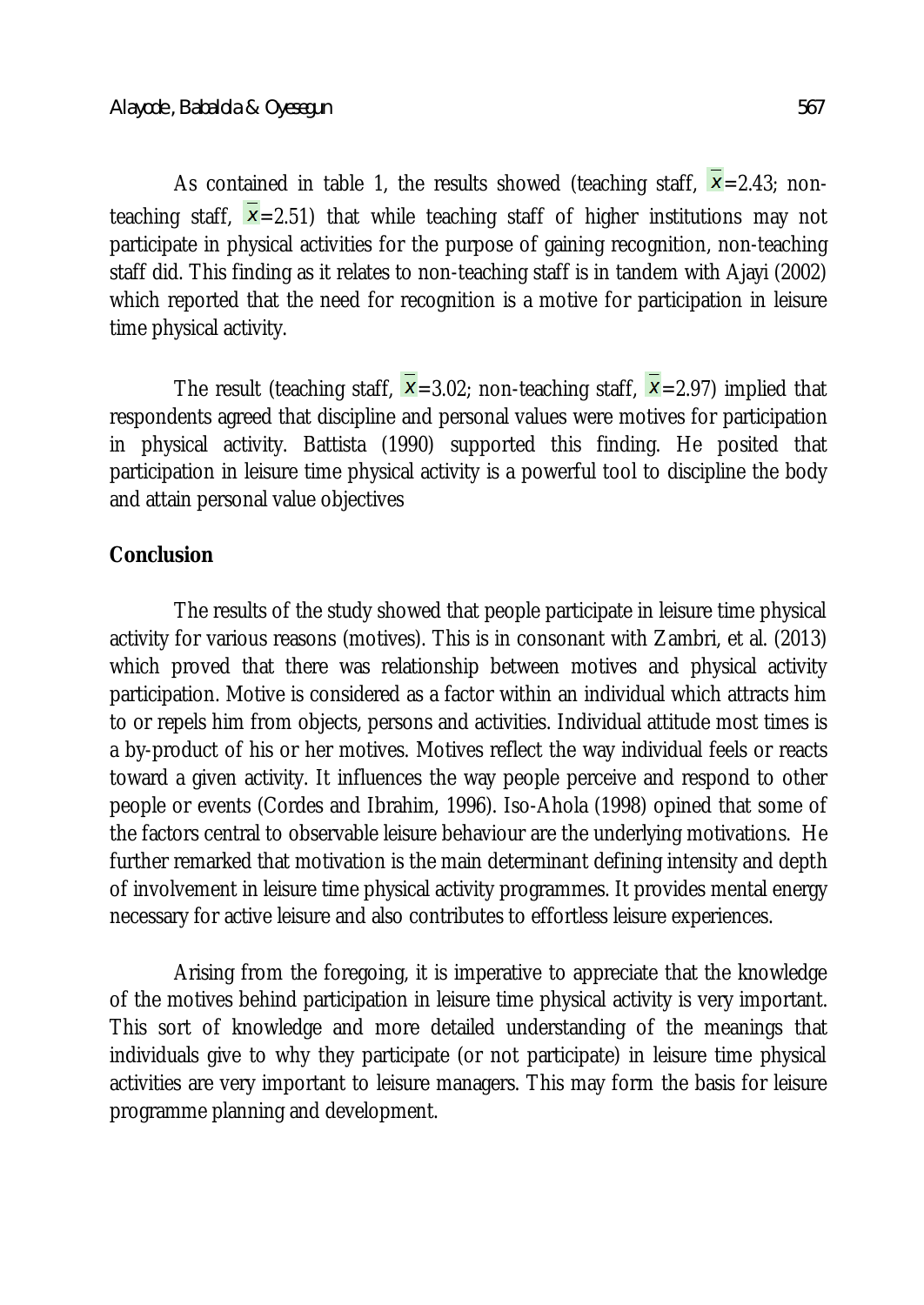As contained in table 1, the results showed (teaching staff, $\bar{x}$=2.43; non-teaching staff, $\bar{x}$=2.51) that while teaching staff of higher institutions may not participate in physical activities for the purpose of gaining recognition, non-teaching staff did. This finding as it relates to non-teaching staff is in tandem with Ajayi (2002) which reported that the need for recognition is a motive for participation in leisure time physical activity.

The result (teaching staff, $\bar{x}$=3.02; non-teaching staff, $\bar{x}$=2.97) implied that respondents agreed that discipline and personal values were motives for participation in physical activity. Battista (1990) supported this finding. He posited that participation in leisure time physical activity is a powerful tool to discipline the body and attain personal value objectives

## Conclusion

The results of the study showed that people participate in leisure time physical activity for various reasons (motives). This is in consonant with Zambri, et al. (2013) which proved that there was relationship between motives and physical activity participation. Motive is considered as a factor within an individual which attracts him to or repels him from objects, persons and activities. Individual attitude most times is a by-product of his or her motives. Motives reflect the way individual feels or reacts toward a given activity. It influences the way people perceive and respond to other people or events (Cordes and Ibrahim, 1996). Iso-Ahola (1998) opined that some of the factors central to observable leisure behaviour are the underlying motivations. He further remarked that motivation is the main determinant defining intensity and depth of involvement in leisure time physical activity programmes. It provides mental energy necessary for active leisure and also contributes to effortless leisure experiences.

Arising from the foregoing, it is imperative to appreciate that the knowledge of the motives behind participation in leisure time physical activity is very important. This sort of knowledge and more detailed understanding of the meanings that individuals give to why they participate (or not participate) in leisure time physical activities are very important to leisure managers. This may form the basis for leisure programme planning and development.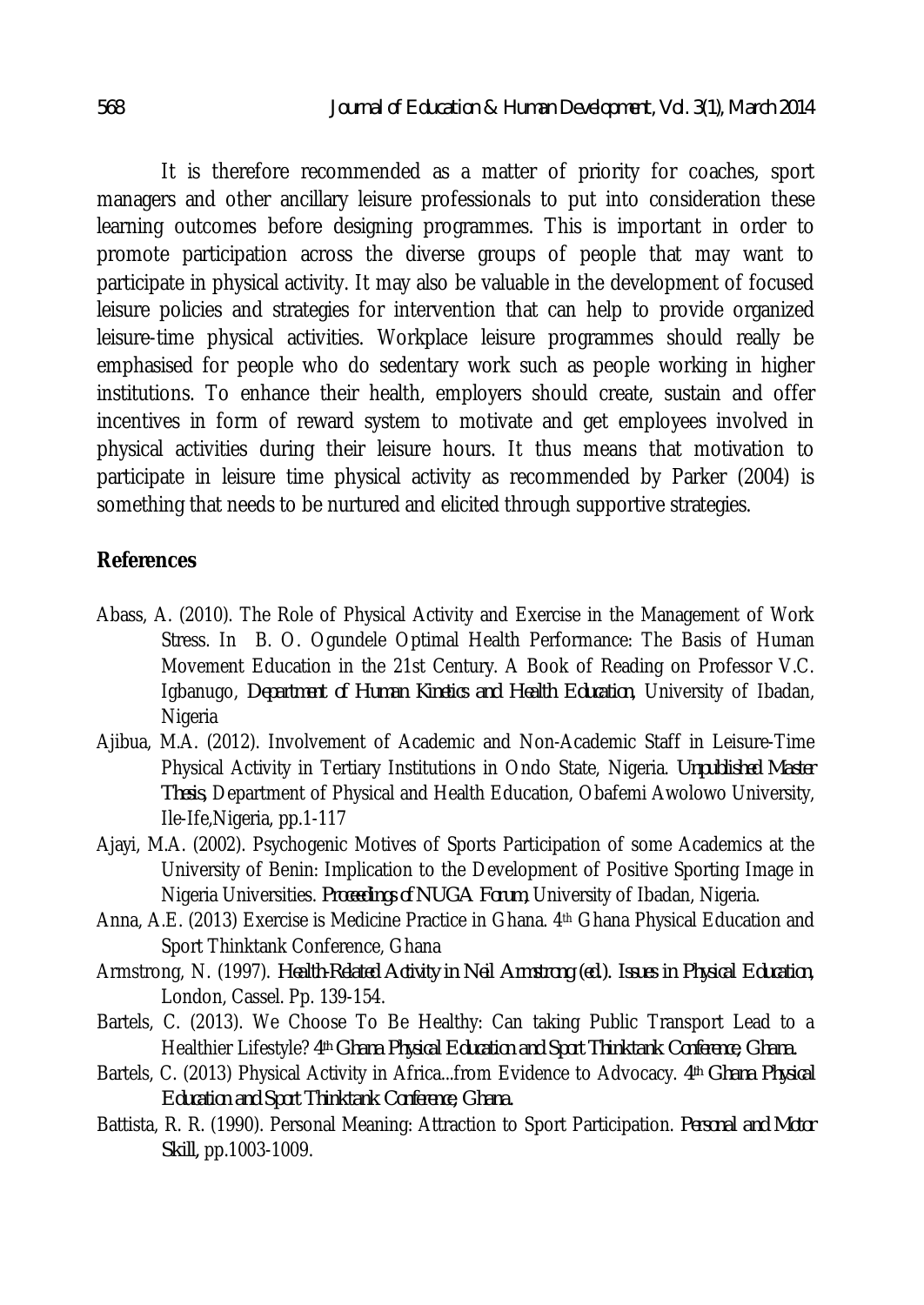It is therefore recommended as a matter of priority for coaches, sport managers and other ancillary leisure professionals to put into consideration these learning outcomes before designing programmes. This is important in order to promote participation across the diverse groups of people that may want to participate in physical activity. It may also be valuable in the development of focused leisure policies and strategies for intervention that can help to provide organized leisure-time physical activities. Workplace leisure programmes should really be emphasised for people who do sedentary work such as people working in higher institutions. To enhance their health, employers should create, sustain and offer incentives in form of reward system to motivate and get employees involved in physical activities during their leisure hours. It thus means that motivation to participate in leisure time physical activity as recommended by Parker (2004) is something that needs to be nurtured and elicited through supportive strategies.

## References

Abass, A. (2010). The Role of Physical Activity and Exercise in the Management of Work Stress. In B. O. Ogundele Optimal Health Performance: The Basis of Human Movement Education in the 21st Century. A Book of Reading on Professor V.C. Igbanugo, *Department of Human Kinetics and Health Education,* University of Ibadan, Nigeria

Ajibua, M.A. (2012). Involvement of Academic and Non-Academic Staff in Leisure-Time Physical Activity in Tertiary Institutions in Ondo State, Nigeria. *Unpublished Master Thesis,* Department of Physical and Health Education, Obafemi Awolowo University, Ile-Ife,Nigeria, pp.1-117

Ajayi, M.A. (2002). Psychogenic Motives of Sports Participation of some Academics at the University of Benin: Implication to the Development of Positive Sporting Image in Nigeria Universities. *Proceedings of NUGA Forum,* University of Ibadan, Nigeria.

Anna, A.E. (2013) Exercise is Medicine Practice in Ghana. 4th Ghana Physical Education and Sport Thinktank Conference, Ghana

Armstrong, N. (1997). *Health-Related Activity in Neil Armstrong (ed). Issues in Physical Education,* London, Cassel. Pp. 139-154.

Bartels, C. (2013). We Choose To Be Healthy: Can taking Public Transport Lead to a Healthier Lifestyle? *4th Ghana Physical Education and Sport Thinktank Conference, Ghana.*

Bartels, C. (2013) Physical Activity in Africa...from Evidence to Advocacy. *4th Ghana Physical Education and Sport Thinktank Conference, Ghana.*

Battista, R. R. (1990). Personal Meaning: Attraction to Sport Participation. *Personal and Motor Skill,* pp.1003-1009.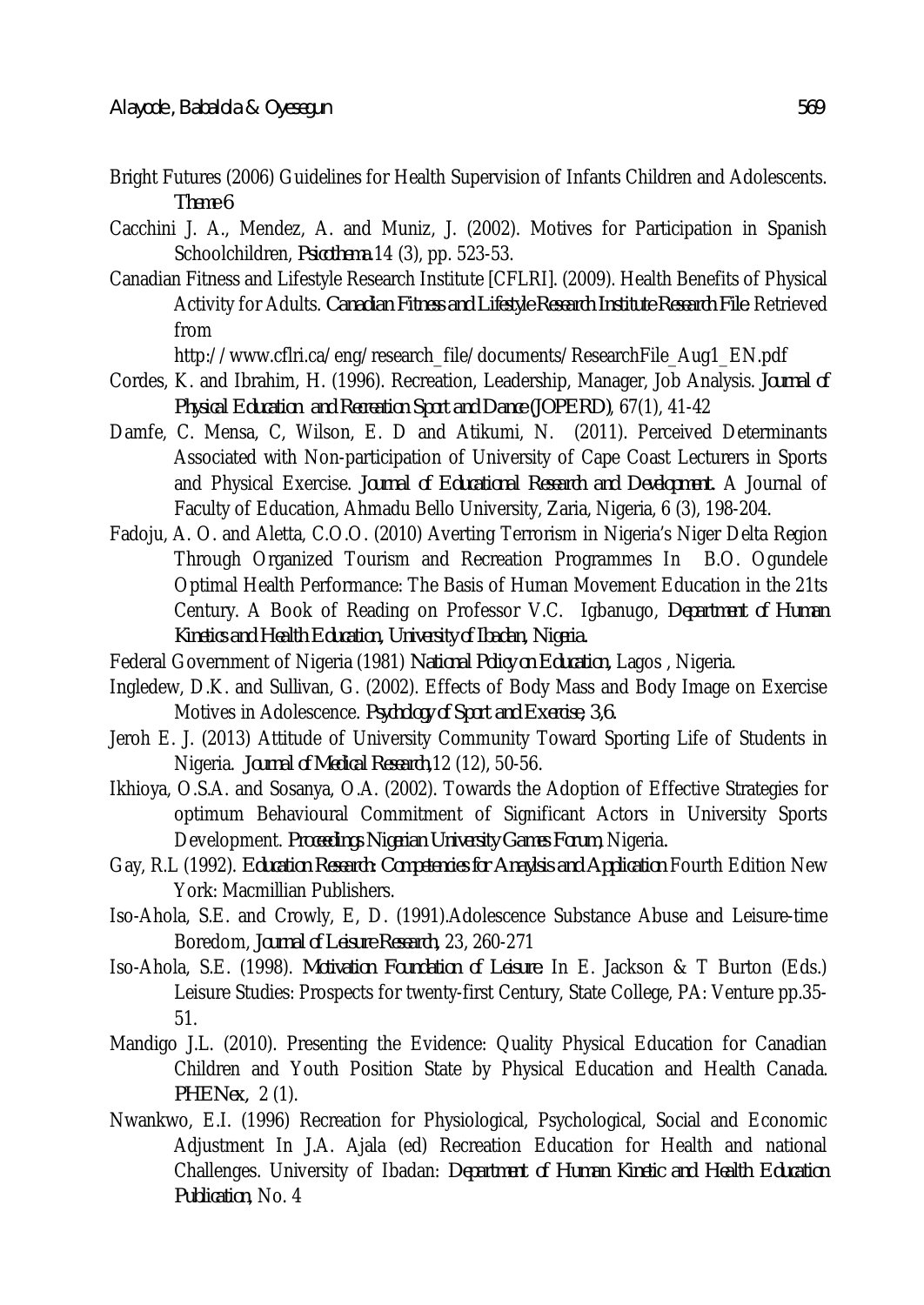Bright Futures (2006) Guidelines for Health Supervision of Infants Children and Adolescents. *Theme 6*

Cacchini J. A., Mendez, A. and Muniz, J. (2002). Motives for Participation in Spanish Schoolchildren, *Psicothema.* 14 (3), pp. 523-53.

Canadian Fitness and Lifestyle Research Institute [CFLRI]. (2009). Health Benefits of Physical Activity for Adults. *Canadian Fitness and Lifestyle Research Institute Research File:* Retrieved from http://www.cflri.ca/eng/research_file/documents/ResearchFile_Aug1_EN.pdf

Cordes, K. and Ibrahim, H. (1996). Recreation, Leadership, Manager, Job Analysis. *Journal of Physical Education and Recreation Sport and Dance (JOPERD)*, 67(1), 41-42

Damfe, C. Mensa, C, Wilson, E. D and Atikumi, N. (2011). Perceived Determinants Associated with Non-participation of University of Cape Coast Lecturers in Sports and Physical Exercise. *Journal of Educational Research and Development.* A Journal of Faculty of Education, Ahmadu Bello University, Zaria, Nigeria, 6 (3), 198-204.

Fadoju, A. O. and Aletta, C.O.O. (2010) Averting Terrorism in Nigeria's Niger Delta Region Through Organized Tourism and Recreation Programmes In B.O. Ogundele Optimal Health Performance: The Basis of Human Movement Education in the 21ts Century. A Book of Reading on Professor V.C. Igbanugo, *Department of Human Kinetics and Health Education, University of Ibadan, Nigeria.*

Federal Government of Nigeria (1981) *National Policy on Education*, Lagos , Nigeria.

Ingledew, D.K. and Sullivan, G. (2002). Effects of Body Mass and Body Image on Exercise Motives in Adolescence. *Psychology of Sport and Exercise; 3,6.*

Jeroh E. J. (2013) Attitude of University Community Toward Sporting Life of Students in Nigeria. *Journal of Medical Research,*12 (12), 50-56.

Ikhioya, O.S.A. and Sosanya, O.A. (2002). Towards the Adoption of Effective Strategies for optimum Behavioural Commitment of Significant Actors in University Sports Development. *Proceedings Nigerian University Games Forum*, Nigeria.

Gay, R.L (1992). *Education Research: Competencies for Anaylsis and Application* Fourth Edition New York: Macmillian Publishers.

Iso-Ahola, S.E. and Crowly, E, D. (1991).Adolescence Substance Abuse and Leisure-time Boredom, *Journal of Leisure Research*, 23, 260-271

Iso-Ahola, S.E. (1998). *Motivation Foundation of Leisure*: In E. Jackson & T Burton (Eds.) Leisure Studies: Prospects for twenty-first Century, State College, PA: Venture pp.35-51.

Mandigo J.L. (2010). Presenting the Evidence: Quality Physical Education for Canadian Children and Youth Position State by Physical Education and Health Canada. *PHENex*, 2 (1).

Nwankwo, E.I. (1996) Recreation for Physiological, Psychological, Social and Economic Adjustment In J.A. Ajala (ed) Recreation Education for Health and national Challenges. University of Ibadan: *Department of Human Kinetic and Health Education Publication*, No. 4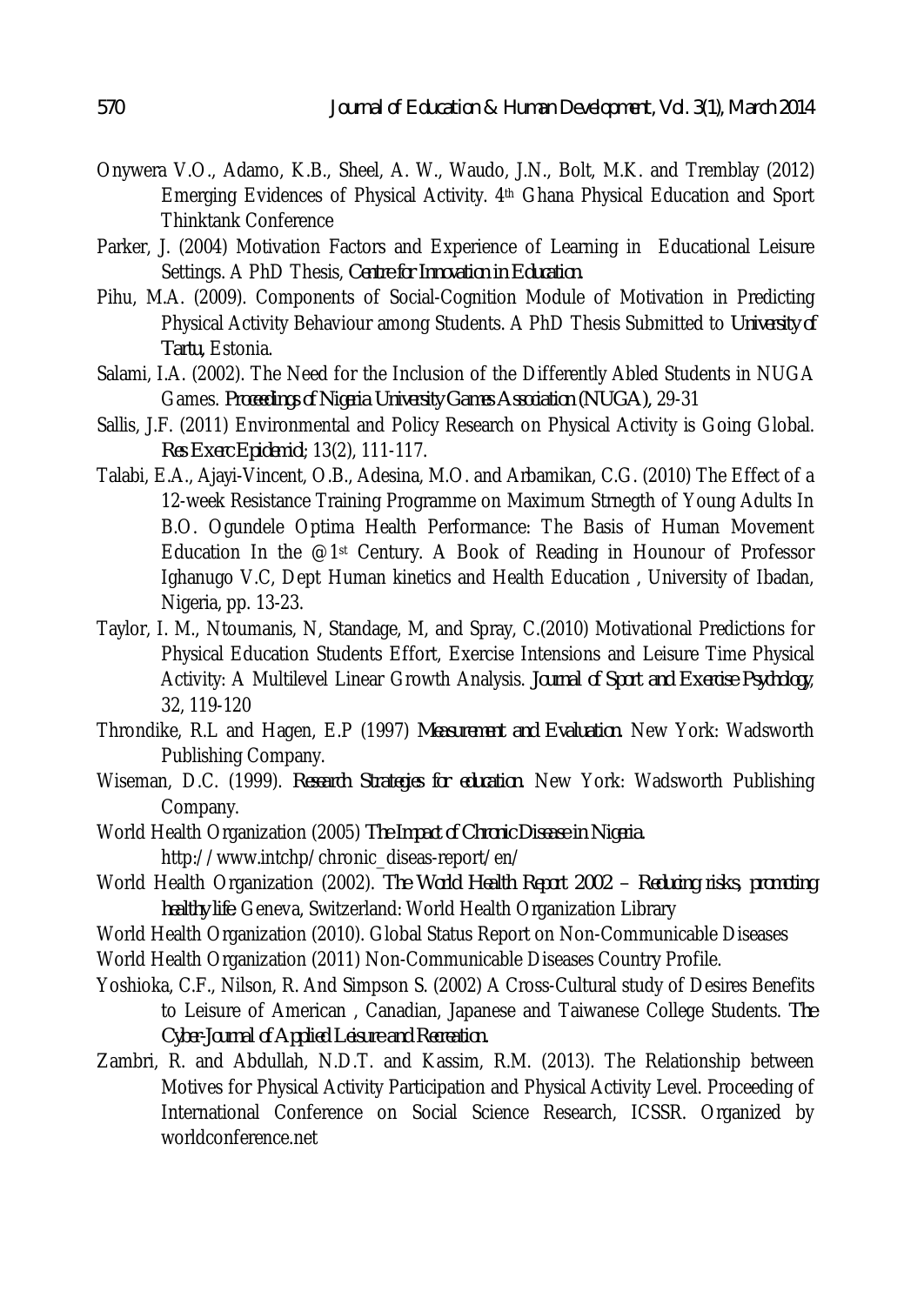Onywera V.O., Adamo, K.B., Sheel, A. W., Waudo, J.N., Bolt, M.K. and Tremblay (2012) Emerging Evidences of Physical Activity. 4th Ghana Physical Education and Sport Thinktank Conference

Parker, J. (2004) Motivation Factors and Experience of Learning in Educational Leisure Settings. A PhD Thesis, *Centre for Innovation in Education.*

Pihu, M.A. (2009). Components of Social-Cognition Module of Motivation in Predicting Physical Activity Behaviour among Students. A PhD Thesis Submitted to *University of Tartu,* Estonia.

Salami, I.A. (2002). The Need for the Inclusion of the Differently Abled Students in NUGA Games. *Proceedings of Nigeria University Games Association (NUGA),* 29-31

Sallis, J.F. (2011) Environmental and Policy Research on Physical Activity is Going Global. *Res Exerc Epidemiol;* 13(2), 111-117.

Talabi, E.A., Ajayi-Vincent, O.B., Adesina, M.O. and Arbamikan, C.G. (2010) The Effect of a 12-week Resistance Training Programme on Maximum Strnegth of Young Adults In B.O. Ogundele Optima Health Performance: The Basis of Human Movement Education In the @1st Century. A Book of Reading in Hounour of Professor Ighanugo V.C, Dept Human kinetics and Health Education , University of Ibadan, Nigeria, pp. 13-23.

Taylor, I. M., Ntoumanis, N, Standage, M, and Spray, C.(2010) Motivational Predictions for Physical Education Students Effort, Exercise Intensions and Leisure Time Physical Activity: A Multilevel Linear Growth Analysis. *Journal of Sport and Exercise Psychology,* 32, 119-120

Throndike, R.L and Hagen, E.P (1997) *Measurement and Evaluation.* New York: Wadsworth Publishing Company.

Wiseman, D.C. (1999). *Research Strategies for education.* New York: Wadsworth Publishing Company.

World Health Organization (2005) *The Impact of Chronic Disease in Nigeria.* http://www.intchp/chronic_diseas-report/en/

World Health Organization (2002). *The World Health Report 2002 – Reducing risks, promoting healthy life.* Geneva, Switzerland: World Health Organization Library

World Health Organization (2010). Global Status Report on Non-Communicable Diseases

World Health Organization (2011) Non-Communicable Diseases Country Profile.

Yoshioka, C.F., Nilson, R. And Simpson S. (2002) A Cross-Cultural study of Desires Benefits to Leisure of American , Canadian, Japanese and Taiwanese College Students. *The Cyber-Journal of Applied Leisure and Recreation.*

Zambri, R. and Abdullah, N.D.T. and Kassim, R.M. (2013). The Relationship between Motives for Physical Activity Participation and Physical Activity Level. Proceeding of International Conference on Social Science Research, ICSSR. Organized by worldconference.net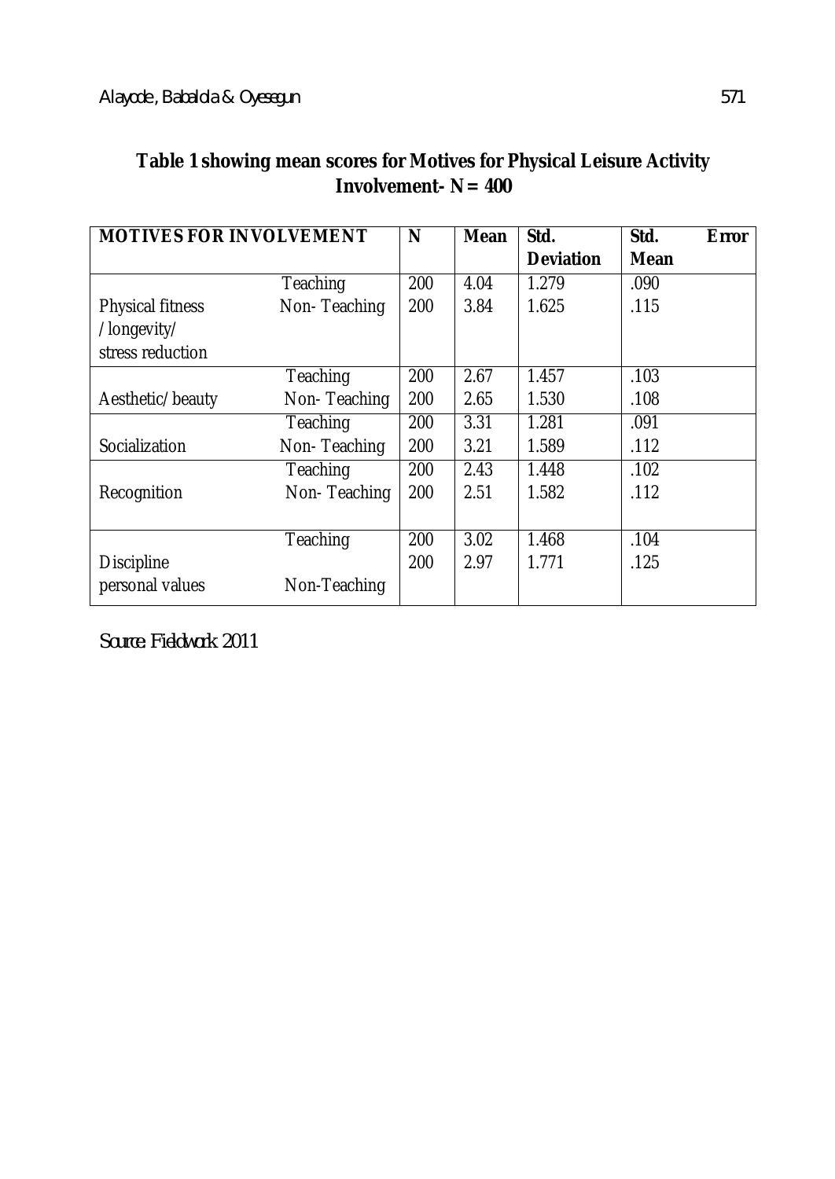**Table 1 showing mean scores for Motives for Physical Leisure Activity Involvement- N = 400**

| MOTIVES FOR INVOLVEMENT | | N | Mean | Std. Deviation | Std. Error Mean |
|---|---|---|---|---|---|
| Physical fitness /longevity/ stress reduction | Teaching | 200 | 4.04 | 1.279 | .090 |
| | Non- Teaching | 200 | 3.84 | 1.625 | .115 |
| Aesthetic/beauty | Teaching | 200 | 2.67 | 1.457 | .103 |
| | Non- Teaching | 200 | 2.65 | 1.530 | .108 |
| Socialization | Teaching | 200 | 3.31 | 1.281 | .091 |
| | Non- Teaching | 200 | 3.21 | 1.589 | .112 |
| Recognition | Teaching | 200 | 2.43 | 1.448 | .102 |
| | Non- Teaching | 200 | 2.51 | 1.582 | .112 |
| Discipline personal values | Teaching | 200 | 3.02 | 1.468 | .104 |
| | Non-Teaching | 200 | 2.97 | 1.771 | .125 |

*Source: Fieldwork 2011*